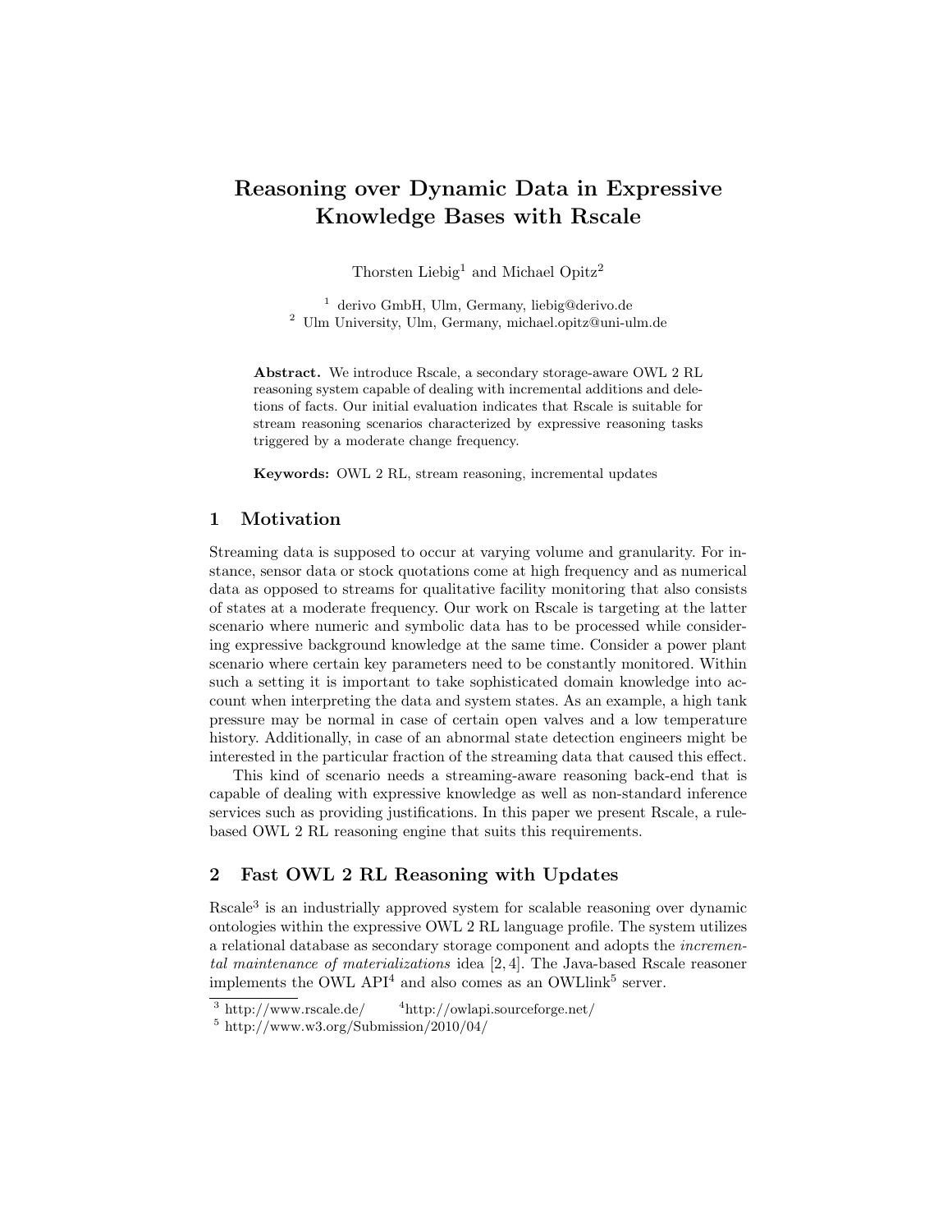# Reasoning over Dynamic Data in Expressive Knowledge Bases with Rscale

Thorsten Liebig[1] and Michael Opitz[2]

[1] derivo GmbH, Ulm, Germany, liebig@derivo.de
[2] Ulm University, Ulm, Germany, michael.opitz@uni-ulm.de

**Abstract.** We introduce Rscale, a secondary storage-aware OWL 2 RL reasoning system capable of dealing with incremental additions and deletions of facts. Our initial evaluation indicates that Rscale is suitable for stream reasoning scenarios characterized by expressive reasoning tasks triggered by a moderate change frequency.

**Keywords:** OWL 2 RL, stream reasoning, incremental updates

## 1 Motivation

Streaming data is supposed to occur at varying volume and granularity. For instance, sensor data or stock quotations come at high frequency and as numerical data as opposed to streams for qualitative facility monitoring that also consists of states at a moderate frequency. Our work on Rscale is targeting at the latter scenario where numeric and symbolic data has to be processed while considering expressive background knowledge at the same time. Consider a power plant scenario where certain key parameters need to be constantly monitored. Within such a setting it is important to take sophisticated domain knowledge into account when interpreting the data and system states. As an example, a high tank pressure may be normal in case of certain open valves and a low temperature history. Additionally, in case of an abnormal state detection engineers might be interested in the particular fraction of the streaming data that caused this effect.

This kind of scenario needs a streaming-aware reasoning back-end that is capable of dealing with expressive knowledge as well as non-standard inference services such as providing justifications. In this paper we present Rscale, a rule-based OWL 2 RL reasoning engine that suits this requirements.

## 2 Fast OWL 2 RL Reasoning with Updates

Rscale[3] is an industrially approved system for scalable reasoning over dynamic ontologies within the expressive OWL 2 RL language profile. The system utilizes a relational database as secondary storage component and adopts the *incremental maintenance of materializations* idea [2, 4]. The Java-based Rscale reasoner implements the OWL API[4] and also comes as an OWLlink[5] server.

[3] http://www.rscale.de/ [4] http://owlapi.sourceforge.net/
[5] http://www.w3.org/Submission/2010/04/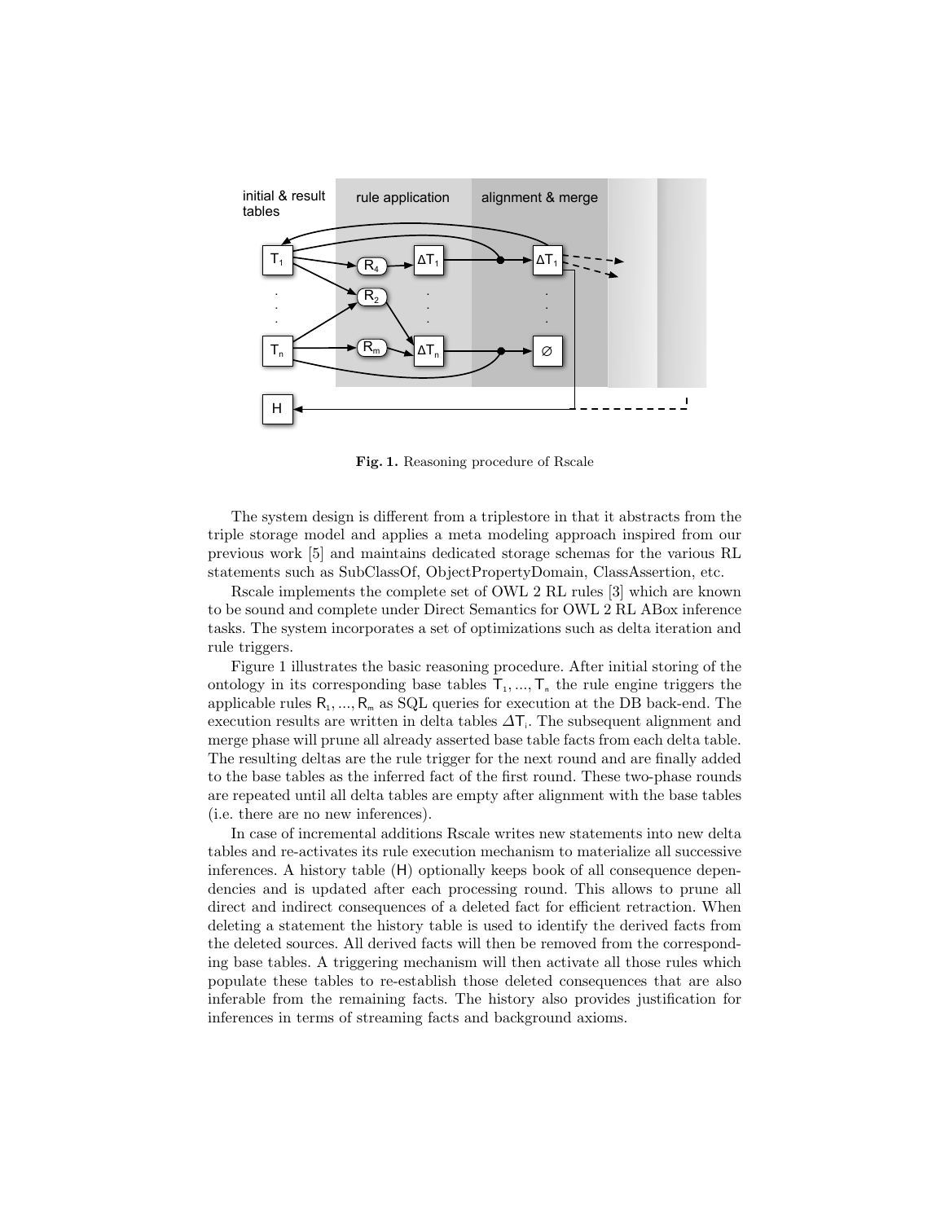Fig. 1. Reasoning procedure of Rscale

The system design is different from a triplestore in that it abstracts from the triple storage model and applies a meta modeling approach inspired from our previous work [5] and maintains dedicated storage schemas for the various RL statements such as SubClassOf, ObjectPropertyDomain, ClassAssertion, etc.

Rscale implements the complete set of OWL 2 RL rules [3] which are known to be sound and complete under Direct Semantics for OWL 2 RL ABox inference tasks. The system incorporates a set of optimizations such as delta iteration and rule triggers.

Figure 1 illustrates the basic reasoning procedure. After initial storing of the ontology in its corresponding base tables $T_1, ..., T_n$ the rule engine triggers the applicable rules $R_1, ..., R_m$ as SQL queries for execution at the DB back-end. The execution results are written in delta tables $\Delta T_i$. The subsequent alignment and merge phase will prune all already asserted base table facts from each delta table. The resulting deltas are the rule trigger for the next round and are finally added to the base tables as the inferred fact of the first round. These two-phase rounds are repeated until all delta tables are empty after alignment with the base tables (i.e. there are no new inferences).

In case of incremental additions Rscale writes new statements into new delta tables and re-activates its rule execution mechanism to materialize all successive inferences. A history table (H) optionally keeps book of all consequence dependencies and is updated after each processing round. This allows to prune all direct and indirect consequences of a deleted fact for efficient retraction. When deleting a statement the history table is used to identify the derived facts from the deleted sources. All derived facts will then be removed from the corresponding base tables. A triggering mechanism will then activate all those rules which populate these tables to re-establish those deleted consequences that are also inferable from the remaining facts. The history also provides justification for inferences in terms of streaming facts and background axioms.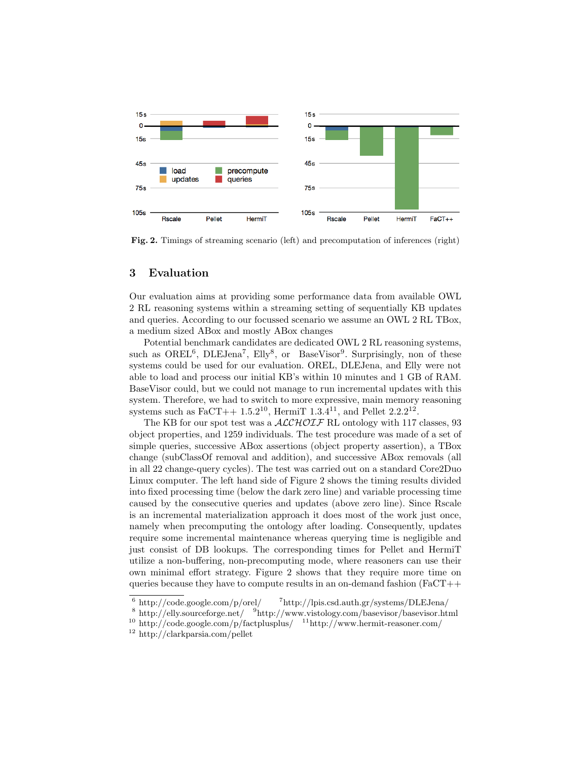Fig. 2. Timings of streaming scenario (left) and precomputation of inferences (right)

## 3 Evaluation

Our evaluation aims at providing some performance data from available OWL 2 RL reasoning systems within a streaming setting of sequentially KB updates and queries. According to our focussed scenario we assume an OWL 2 RL TBox, a medium sized ABox and mostly ABox changes

Potential benchmark candidates are dedicated OWL 2 RL reasoning systems, such as OREL[6], DLEJena[7], Elly[8], or BaseVisor[9]. Surprisingly, non of these systems could be used for our evaluation. OREL, DLEJena, and Elly were not able to load and process our initial KB's within 10 minutes and 1 GB of RAM. BaseVisor could, but we could not manage to run incremental updates with this system. Therefore, we had to switch to more expressive, main memory reasoning systems such as FaCT++ 1.5.2[10], HermiT 1.3.4[11], and Pellet 2.2.2[12].

The KB for our spot test was a $\mathcal{ALCHOIF}$ RL ontology with 117 classes, 93 object properties, and 1259 individuals. The test procedure was made of a set of simple queries, successive ABox assertions (object property assertion), a TBox change (subClassOf removal and addition), and successive ABox removals (all in all 22 change-query cycles). The test was carried out on a standard Core2Duo Linux computer. The left hand side of Figure 2 shows the timing results divided into fixed processing time (below the dark zero line) and variable processing time caused by the consecutive queries and updates (above zero line). Since Rscale is an incremental materialization approach it does most of the work just once, namely when precomputing the ontology after loading. Consequently, updates require some incremental maintenance whereas querying time is negligible and just consist of DB lookups. The corresponding times for Pellet and HermiT utilize a non-buffering, non-precomputing mode, where reasoners can use their own minimal effort strategy. Figure 2 shows that they require more time on queries because they have to compute results in an on-demand fashion (FaCT++

[6] http://code.google.com/p/orel/ [7] http://lpis.csd.auth.gr/systems/DLEJena/
[8] http://elly.sourceforge.net/ [9] http://www.vistology.com/basevisor/basevisor.html
[10] http://code.google.com/p/factplusplus/ [11] http://www.hermit-reasoner.com/
[12] http://clarkparsia.com/pellet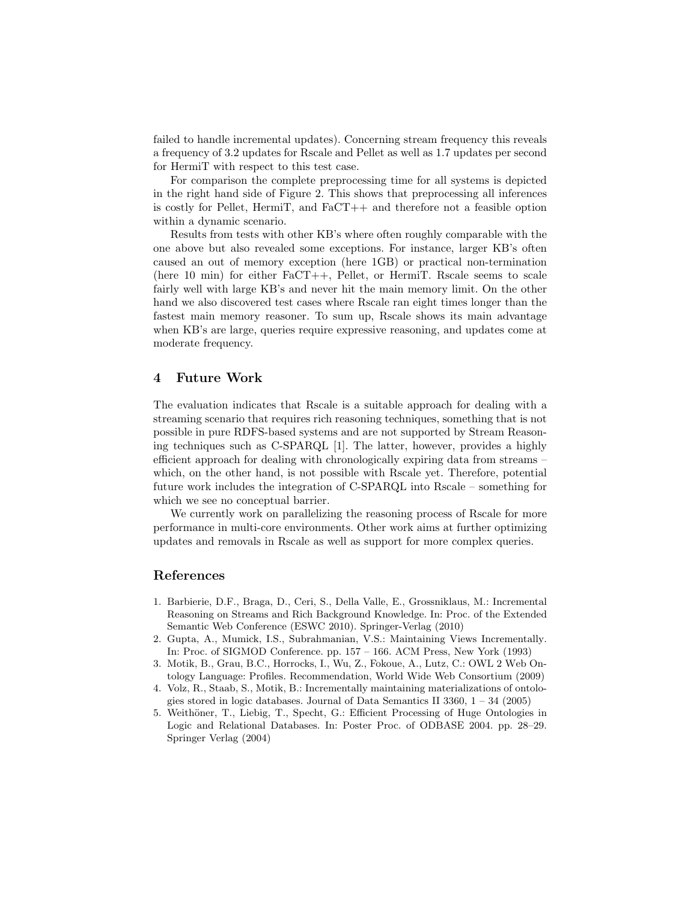failed to handle incremental updates). Concerning stream frequency this reveals a frequency of 3.2 updates for Rscale and Pellet as well as 1.7 updates per second for HermiT with respect to this test case.

For comparison the complete preprocessing time for all systems is depicted in the right hand side of Figure 2. This shows that preprocessing all inferences is costly for Pellet, HermiT, and FaCT++ and therefore not a feasible option within a dynamic scenario.

Results from tests with other KB's where often roughly comparable with the one above but also revealed some exceptions. For instance, larger KB's often caused an out of memory exception (here 1GB) or practical non-termination (here 10 min) for either FaCT++, Pellet, or HermiT. Rscale seems to scale fairly well with large KB's and never hit the main memory limit. On the other hand we also discovered test cases where Rscale ran eight times longer than the fastest main memory reasoner. To sum up, Rscale shows its main advantage when KB's are large, queries require expressive reasoning, and updates come at moderate frequency.

## 4 Future Work

The evaluation indicates that Rscale is a suitable approach for dealing with a streaming scenario that requires rich reasoning techniques, something that is not possible in pure RDFS-based systems and are not supported by Stream Reasoning techniques such as C-SPARQL [1]. The latter, however, provides a highly efficient approach for dealing with chronologically expiring data from streams – which, on the other hand, is not possible with Rscale yet. Therefore, potential future work includes the integration of C-SPARQL into Rscale – something for which we see no conceptual barrier.

We currently work on parallelizing the reasoning process of Rscale for more performance in multi-core environments. Other work aims at further optimizing updates and removals in Rscale as well as support for more complex queries.

## References

1. Barbierie, D.F., Braga, D., Ceri, S., Della Valle, E., Grossniklaus, M.: Incremental Reasoning on Streams and Rich Background Knowledge. In: Proc. of the Extended Semantic Web Conference (ESWC 2010). Springer-Verlag (2010)
2. Gupta, A., Mumick, I.S., Subrahmanian, V.S.: Maintaining Views Incrementally. In: Proc. of SIGMOD Conference. pp. 157 – 166. ACM Press, New York (1993)
3. Motik, B., Grau, B.C., Horrocks, I., Wu, Z., Fokoue, A., Lutz, C.: OWL 2 Web Ontology Language: Profiles. Recommendation, World Wide Web Consortium (2009)
4. Volz, R., Staab, S., Motik, B.: Incrementally maintaining materializations of ontologies stored in logic databases. Journal of Data Semantics II 3360, 1 – 34 (2005)
5. Weithöner, T., Liebig, T., Specht, G.: Efficient Processing of Huge Ontologies in Logic and Relational Databases. In: Poster Proc. of ODBASE 2004. pp. 28–29. Springer Verlag (2004)